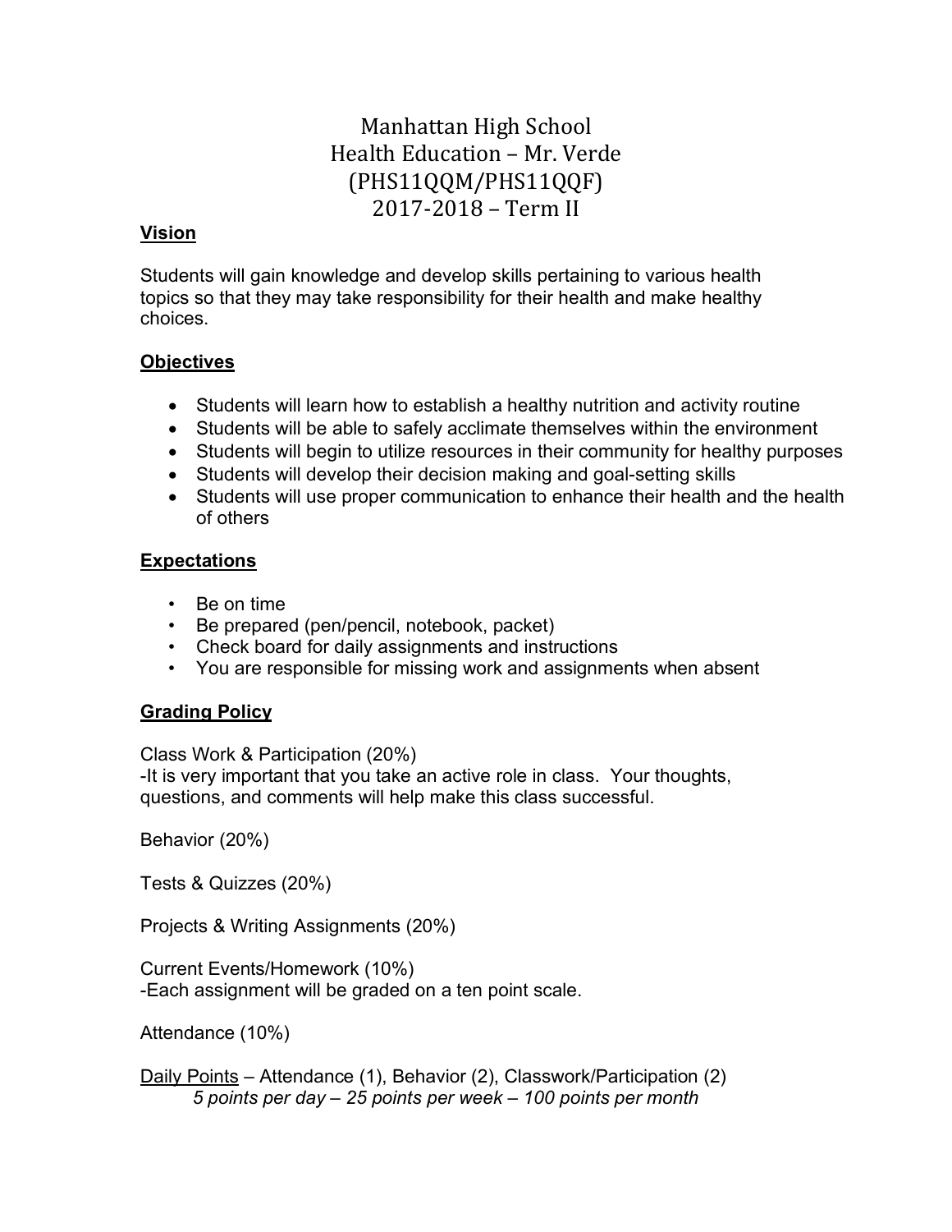# Manhattan High School
# Health Education – Mr. Verde
# (PHS11QQM/PHS11QQF)
# 2017-2018 – Term II

## Vision

Students will gain knowledge and develop skills pertaining to various health topics so that they may take responsibility for their health and make healthy choices.

## Objectives

- Students will learn how to establish a healthy nutrition and activity routine
- Students will be able to safely acclimate themselves within the environment
- Students will begin to utilize resources in their community for healthy purposes
- Students will develop their decision making and goal-setting skills
- Students will use proper communication to enhance their health and the health of others

## Expectations

- Be on time
- Be prepared (pen/pencil, notebook, packet)
- Check board for daily assignments and instructions
- You are responsible for missing work and assignments when absent

## Grading Policy

Class Work & Participation (20%)
-It is very important that you take an active role in class. Your thoughts, questions, and comments will help make this class successful.

Behavior (20%)

Tests & Quizzes (20%)

Projects & Writing Assignments (20%)

Current Events/Homework (10%)
-Each assignment will be graded on a ten point scale.

Attendance (10%)

<u>Daily Points</u> – Attendance (1), Behavior (2), Classwork/Participation (2)
*5 points per day – 25 points per week – 100 points per month*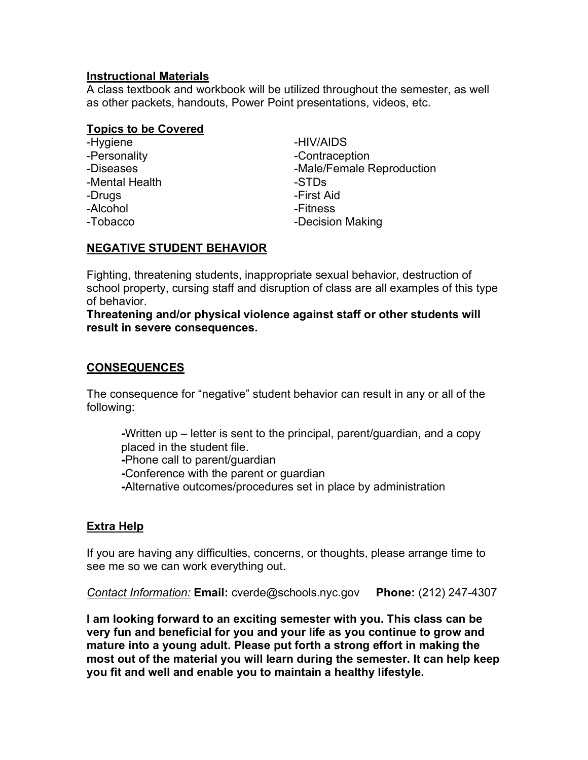## Instructional Materials

A class textbook and workbook will be utilized throughout the semester, as well as other packets, handouts, Power Point presentations, videos, etc.

## Topics to be Covered

- Hygiene
- Personality
- Diseases
- Mental Health
- Drugs
- Alcohol
- Tobacco
- HIV/AIDS
- Contraception
- Male/Female Reproduction
- STDs
- First Aid
- Fitness
- Decision Making

## NEGATIVE STUDENT BEHAVIOR

Fighting, threatening students, inappropriate sexual behavior, destruction of school property, cursing staff and disruption of class are all examples of this type of behavior.

**Threatening and/or physical violence against staff or other students will result in severe consequences.**

## CONSEQUENCES

The consequence for "negative" student behavior can result in any or all of the following:

- Written up – letter is sent to the principal, parent/guardian, and a copy placed in the student file.
- Phone call to parent/guardian
- Conference with the parent or guardian
- Alternative outcomes/procedures set in place by administration

## Extra Help

If you are having any difficulties, concerns, or thoughts, please arrange time to see me so we can work everything out.

*Contact Information:* **Email:** cverde@schools.nyc.gov **Phone:** (212) 247-4307

**I am looking forward to an exciting semester with you. This class can be very fun and beneficial for you and your life as you continue to grow and mature into a young adult. Please put forth a strong effort in making the most out of the material you will learn during the semester. It can help keep you fit and well and enable you to maintain a healthy lifestyle.**